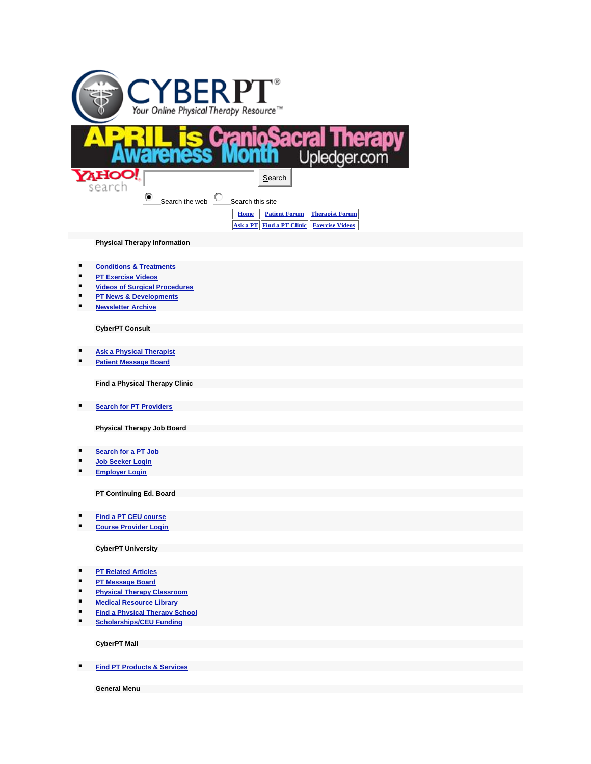CYBERPT®

Your Online Physical Therapy Resource™

APRIL is CranioSacral Therapy Awareness Month Upledger.com

YAHOO! search

Search

Search the web Search this site

| Home | Patient Forum | Therapist Forum |
| --- | --- | --- |
| Ask a PT | Find a PT Clinic | Exercise Videos |

**Physical Therapy Information**

- Conditions & Treatments
- PT Exercise Videos
- Videos of Surgical Procedures
- PT News & Developments
- Newsletter Archive

**CyberPT Consult**

- Ask a Physical Therapist
- Patient Message Board

**Find a Physical Therapy Clinic**

- Search for PT Providers

**Physical Therapy Job Board**

- Search for a PT Job
- Job Seeker Login
- Employer Login

**PT Continuing Ed. Board**

- Find a PT CEU course
- Course Provider Login

**CyberPT University**

- PT Related Articles
- PT Message Board
- Physical Therapy Classroom
- Medical Resource Library
- Find a Physical Therapy School
- Scholarships/CEU Funding

**CyberPT Mall**

- Find PT Products & Services

**General Menu**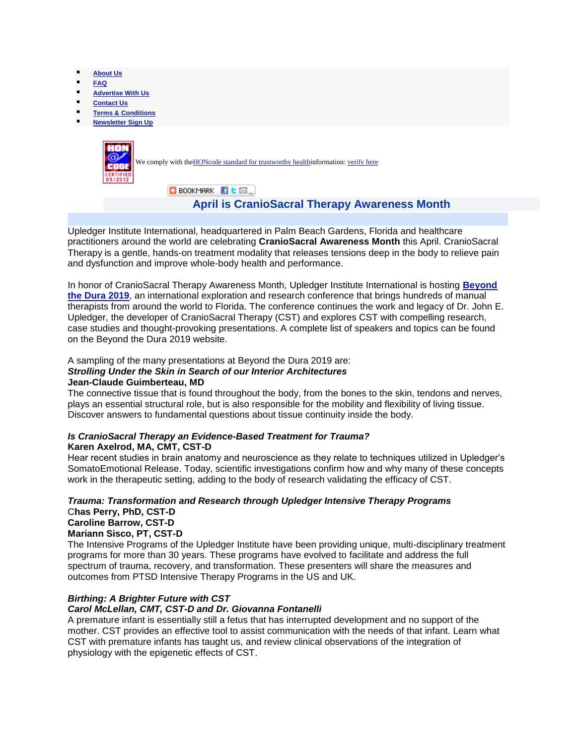- About Us
- FAQ
- Advertise With Us
- Contact Us
- Terms & Conditions
- Newsletter Sign Up

We comply with the HONcode standard for trustworthy health information: verify here

## April is CranioSacral Therapy Awareness Month

Upledger Institute International, headquartered in Palm Beach Gardens, Florida and healthcare practitioners around the world are celebrating **CranioSacral Awareness Month** this April. CranioSacral Therapy is a gentle, hands-on treatment modality that releases tensions deep in the body to relieve pain and dysfunction and improve whole-body health and performance.

In honor of CranioSacral Therapy Awareness Month, Upledger Institute International is hosting **Beyond the Dura 2019**, an international exploration and research conference that brings hundreds of manual therapists from around the world to Florida. The conference continues the work and legacy of Dr. John E. Upledger, the developer of CranioSacral Therapy (CST) and explores CST with compelling research, case studies and thought-provoking presentations. A complete list of speakers and topics can be found on the Beyond the Dura 2019 website.

A sampling of the many presentations at Beyond the Dura 2019 are:
***Strolling Under the Skin in Search of our Interior Architectures***
**Jean-Claude Guimberteau, MD**
The connective tissue that is found throughout the body, from the bones to the skin, tendons and nerves, plays an essential structural role, but is also responsible for the mobility and flexibility of living tissue. Discover answers to fundamental questions about tissue continuity inside the body.

***Is CranioSacral Therapy an Evidence-Based Treatment for Trauma?***
**Karen Axelrod, MA, CMT, CST-D**
Hear recent studies in brain anatomy and neuroscience as they relate to techniques utilized in Upledger's SomatoEmotional Release. Today, scientific investigations confirm how and why many of these concepts work in the therapeutic setting, adding to the body of research validating the efficacy of CST.

***Trauma: Transformation and Research through Upledger Intensive Therapy Programs***
**Chas Perry, PhD, CST-D**
**Caroline Barrow, CST-D**
**Mariann Sisco, PT, CST-D**
The Intensive Programs of the Upledger Institute have been providing unique, multi-disciplinary treatment programs for more than 30 years. These programs have evolved to facilitate and address the full spectrum of trauma, recovery, and transformation. These presenters will share the measures and outcomes from PTSD Intensive Therapy Programs in the US and UK.

***Birthing: A Brighter Future with CST***
***Carol McLellan, CMT, CST-D and Dr. Giovanna Fontanelli***
A premature infant is essentially still a fetus that has interrupted development and no support of the mother. CST provides an effective tool to assist communication with the needs of that infant. Learn what CST with premature infants has taught us, and review clinical observations of the integration of physiology with the epigenetic effects of CST.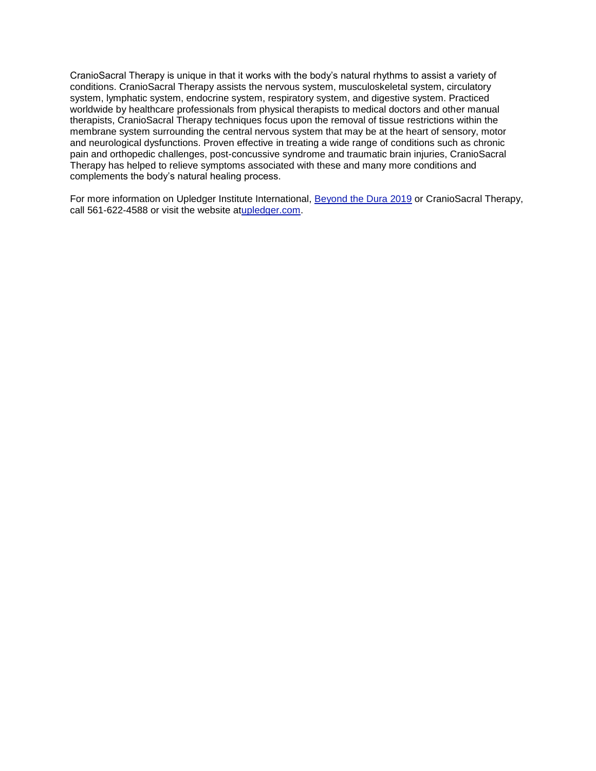CranioSacral Therapy is unique in that it works with the body's natural rhythms to assist a variety of conditions. CranioSacral Therapy assists the nervous system, musculoskeletal system, circulatory system, lymphatic system, endocrine system, respiratory system, and digestive system. Practiced worldwide by healthcare professionals from physical therapists to medical doctors and other manual therapists, CranioSacral Therapy techniques focus upon the removal of tissue restrictions within the membrane system surrounding the central nervous system that may be at the heart of sensory, motor and neurological dysfunctions. Proven effective in treating a wide range of conditions such as chronic pain and orthopedic challenges, post-concussive syndrome and traumatic brain injuries, CranioSacral Therapy has helped to relieve symptoms associated with these and many more conditions and complements the body's natural healing process.

For more information on Upledger Institute International, Beyond the Dura 2019 or CranioSacral Therapy, call 561-622-4588 or visit the website atupledger.com.